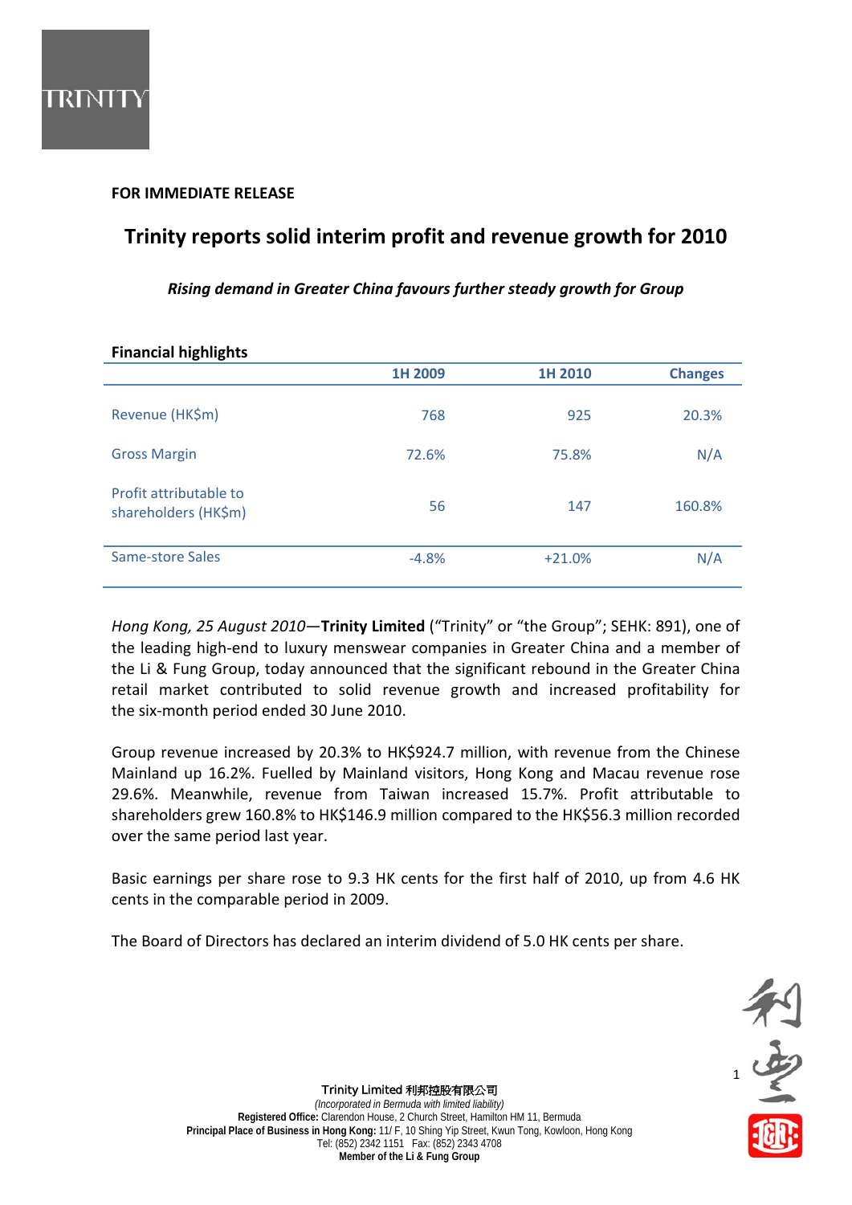**FOR IMMEDIATE RELEASE**

# Trinity reports solid interim profit and revenue growth for 2010

*Rising demand in Greater China favours further steady growth for Group*

**Financial highlights**

| | 1H 2009 | 1H 2010 | Changes |
|---|---|---|---|
| Revenue (HK$m) | 768 | 925 | 20.3% |
| Gross Margin | 72.6% | 75.8% | N/A |
| Profit attributable to shareholders (HK$m) | 56 | 147 | 160.8% |
| Same-store Sales | -4.8% | +21.0% | N/A |

*Hong Kong, 25 August 2010*—**Trinity Limited** ("Trinity" or "the Group"; SEHK: 891), one of the leading high-end to luxury menswear companies in Greater China and a member of the Li & Fung Group, today announced that the significant rebound in the Greater China retail market contributed to solid revenue growth and increased profitability for the six-month period ended 30 June 2010.

Group revenue increased by 20.3% to HK$924.7 million, with revenue from the Chinese Mainland up 16.2%. Fuelled by Mainland visitors, Hong Kong and Macau revenue rose 29.6%. Meanwhile, revenue from Taiwan increased 15.7%. Profit attributable to shareholders grew 160.8% to HK$146.9 million compared to the HK$56.3 million recorded over the same period last year.

Basic earnings per share rose to 9.3 HK cents for the first half of 2010, up from 4.6 HK cents in the comparable period in 2009.

The Board of Directors has declared an interim dividend of 5.0 HK cents per share.

Trinity Limited 利邦控股有限公司
*(Incorporated in Bermuda with limited liability)*
**Registered Office:** Clarendon House, 2 Church Street, Hamilton HM 11, Bermuda
**Principal Place of Business in Hong Kong:** 11/ F, 10 Shing Yip Street, Kwun Tong, Kowloon, Hong Kong
Tel: (852) 2342 1151 Fax: (852) 2343 4708
**Member of the Li & Fung Group**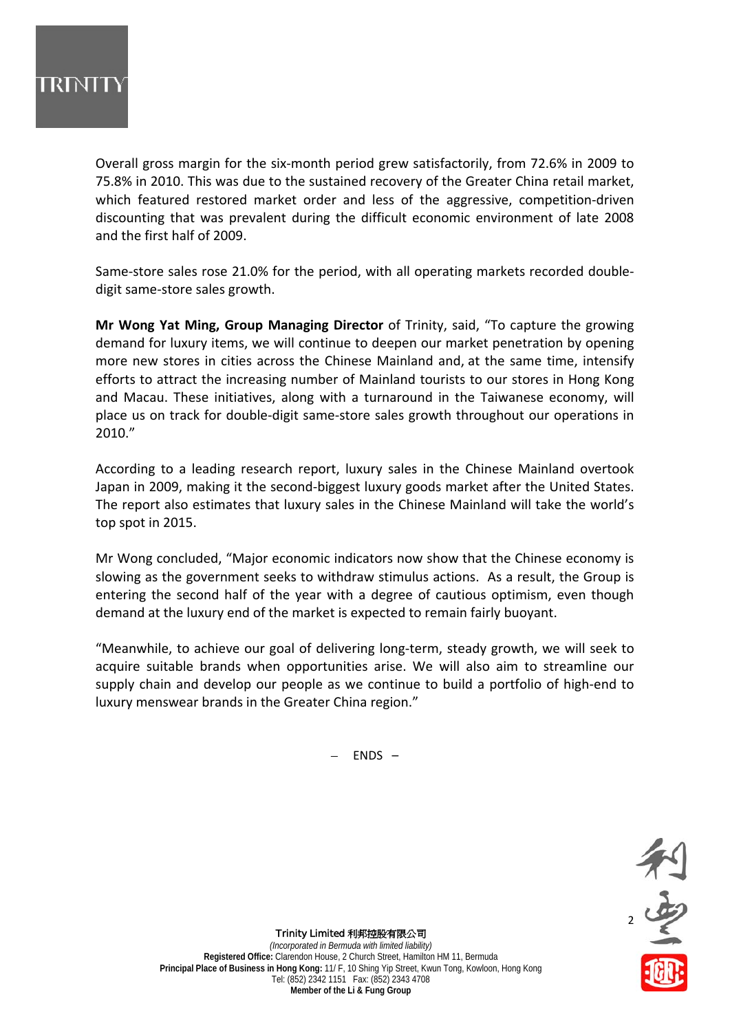Overall gross margin for the six-month period grew satisfactorily, from 72.6% in 2009 to 75.8% in 2010. This was due to the sustained recovery of the Greater China retail market, which featured restored market order and less of the aggressive, competition-driven discounting that was prevalent during the difficult economic environment of late 2008 and the first half of 2009.

Same-store sales rose 21.0% for the period, with all operating markets recorded double-digit same-store sales growth.

**Mr Wong Yat Ming, Group Managing Director** of Trinity, said, "To capture the growing demand for luxury items, we will continue to deepen our market penetration by opening more new stores in cities across the Chinese Mainland and, at the same time, intensify efforts to attract the increasing number of Mainland tourists to our stores in Hong Kong and Macau. These initiatives, along with a turnaround in the Taiwanese economy, will place us on track for double-digit same-store sales growth throughout our operations in 2010."

According to a leading research report, luxury sales in the Chinese Mainland overtook Japan in 2009, making it the second-biggest luxury goods market after the United States. The report also estimates that luxury sales in the Chinese Mainland will take the world's top spot in 2015.

Mr Wong concluded, "Major economic indicators now show that the Chinese economy is slowing as the government seeks to withdraw stimulus actions. As a result, the Group is entering the second half of the year with a degree of cautious optimism, even though demand at the luxury end of the market is expected to remain fairly buoyant.

"Meanwhile, to achieve our goal of delivering long-term, steady growth, we will seek to acquire suitable brands when opportunities arise. We will also aim to streamline our supply chain and develop our people as we continue to build a portfolio of high-end to luxury menswear brands in the Greater China region."

– ENDS –

Trinity Limited 利邦控股有限公司
*(Incorporated in Bermuda with limited liability)*
**Registered Office:** Clarendon House, 2 Church Street, Hamilton HM 11, Bermuda
**Principal Place of Business in Hong Kong:** 11/ F, 10 Shing Yip Street, Kwun Tong, Kowloon, Hong Kong
Tel: (852) 2342 1151 Fax: (852) 2343 4708
**Member of the Li & Fung Group**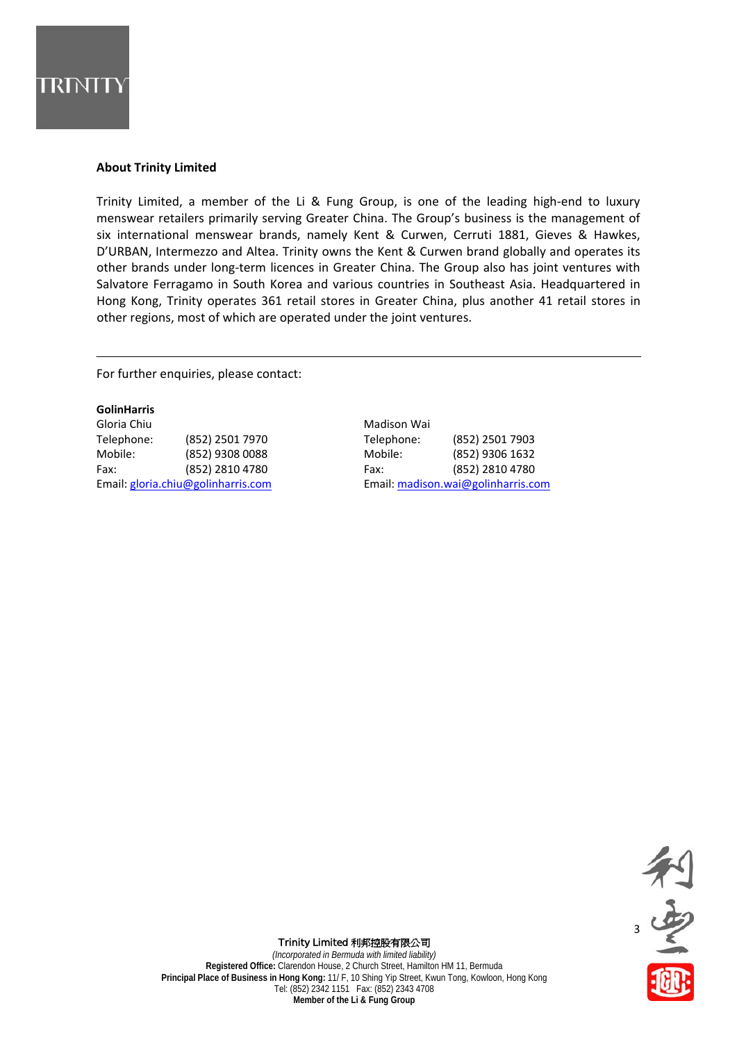## About Trinity Limited

Trinity Limited, a member of the Li & Fung Group, is one of the leading high-end to luxury menswear retailers primarily serving Greater China. The Group's business is the management of six international menswear brands, namely Kent & Curwen, Cerruti 1881, Gieves & Hawkes, D'URBAN, Intermezzo and Altea. Trinity owns the Kent & Curwen brand globally and operates its other brands under long-term licences in Greater China. The Group also has joint ventures with Salvatore Ferragamo in South Korea and various countries in Southeast Asia. Headquartered in Hong Kong, Trinity operates 361 retail stores in Greater China, plus another 41 retail stores in other regions, most of which are operated under the joint ventures.

---

For further enquiries, please contact:

**GolinHarris**

Gloria Chiu
Telephone: (852) 2501 7970
Mobile: (852) 9308 0088
Fax: (852) 2810 4780
Email: gloria.chiu@golinharris.com

Madison Wai
Telephone: (852) 2501 7903
Mobile: (852) 9306 1632
Fax: (852) 2810 4780
Email: madison.wai@golinharris.com

Trinity Limited 利邦控股有限公司
*(Incorporated in Bermuda with limited liability)*
**Registered Office:** Clarendon House, 2 Church Street, Hamilton HM 11, Bermuda
**Principal Place of Business in Hong Kong:** 11/ F, 10 Shing Yip Street, Kwun Tong, Kowloon, Hong Kong
Tel: (852) 2342 1151 Fax: (852) 2343 4708
**Member of the Li & Fung Group**